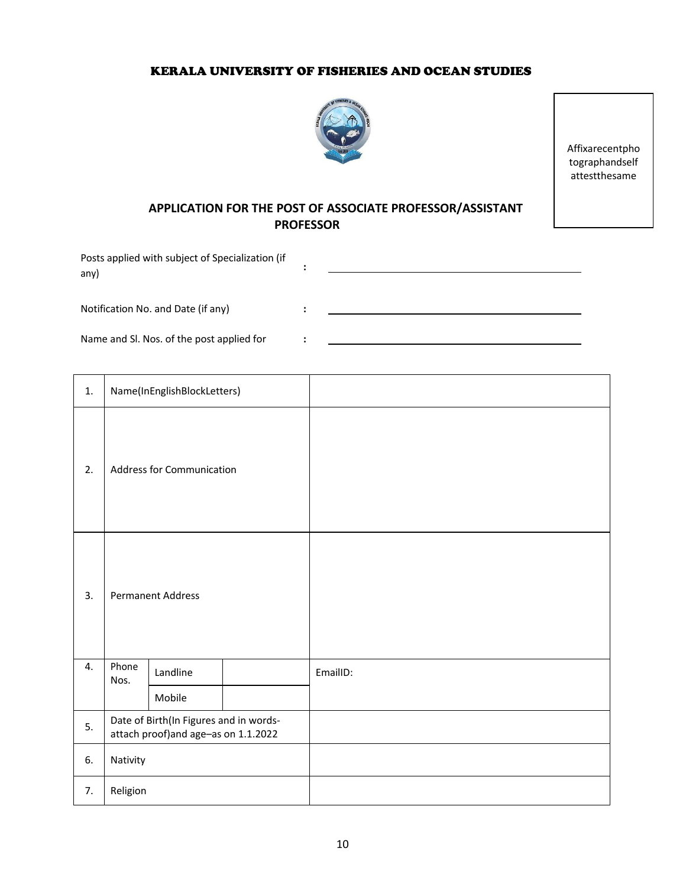# KERALA UNIVERSITY OF FISHERIES AND OCEAN STUDIES

Affixarecentphotographandself attestthesame

## APPLICATION FOR THE POST OF ASSOCIATE PROFESSOR/ASSISTANT PROFESSOR

Posts applied with subject of Specialization (if any) : \_\_\_\_\_\_\_\_\_\_\_\_\_\_\_\_\_\_\_\_\_\_\_\_\_\_\_\_\_\_

Notification No. and Date (if any) : \_\_\_\_\_\_\_\_\_\_\_\_\_\_\_\_\_\_\_\_\_\_\_\_\_\_\_\_\_\_

Name and Sl. Nos. of the post applied for : \_\_\_\_\_\_\_\_\_\_\_\_\_\_\_\_\_\_\_\_\_\_\_\_\_\_\_\_\_\_

| | | | | |
|---|---|---|---|---|
| 1. | Name(InEnglishBlockLetters) | | | |
| 2. | Address for Communication | | | |
| 3. | Permanent Address | | | |
| 4. | Phone Nos. | Landline | | EmailID: |
| | | Mobile | | |
| 5. | Date of Birth(In Figures and in words-attach proof)and age–as on 1.1.2022 | | | |
| 6. | Nativity | | | |
| 7. | Religion | | | |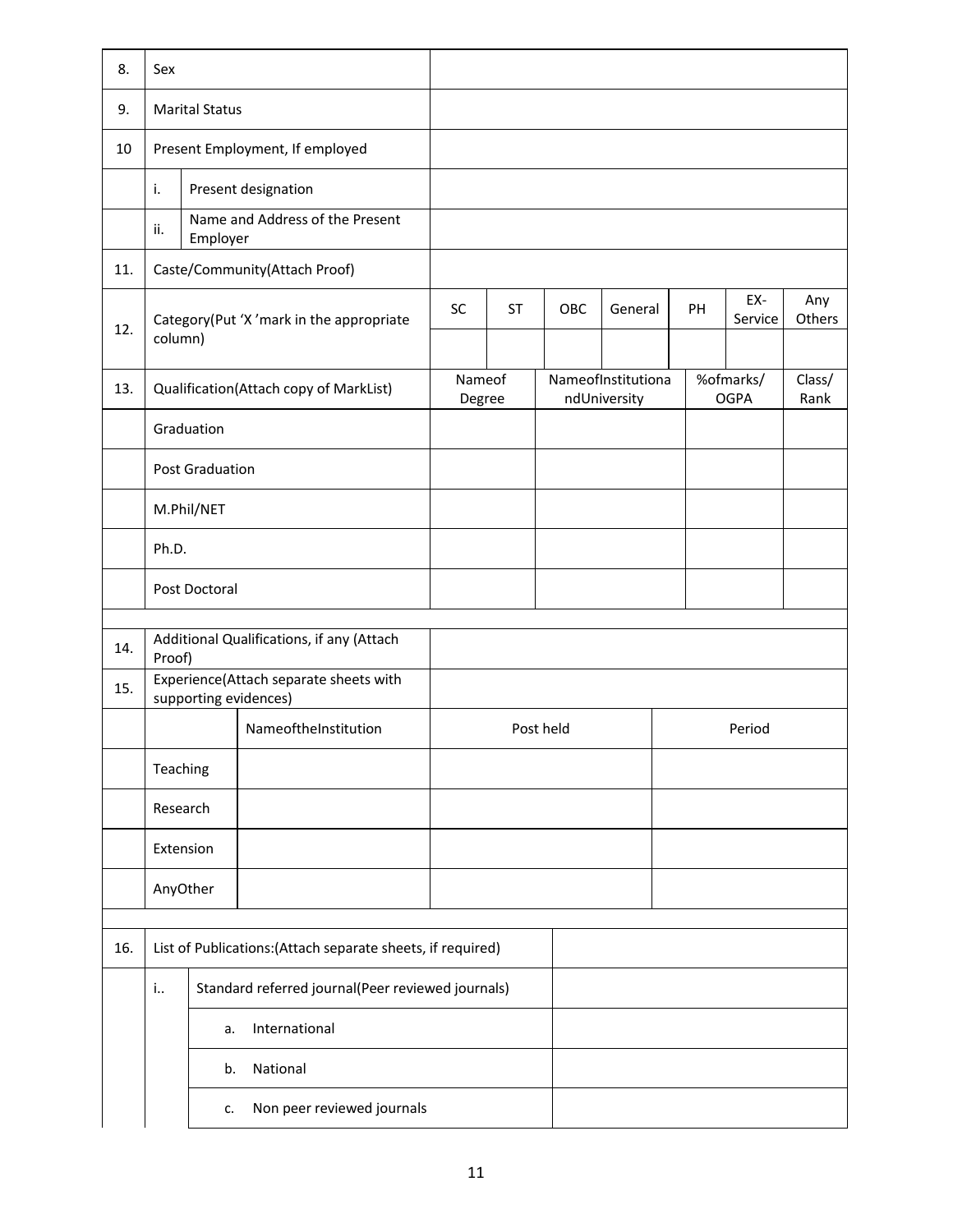| 8. | Sex | | | | | | | |
|---|---|---|---|---|---|---|---|---|
| 9. | Marital Status | | | | | | | |
| 10 | Present Employment, If employed | | | | | | | |
| | i. Present designation | | | | | | | |
| | ii. Name and Address of the Present Employer | | | | | | | |
| 11. | Caste/Community(Attach Proof) | | | | | | | |
| 12. | Category(Put 'X 'mark in the appropriate column) | SC | ST | OBC | General | PH | EX-Service | Any Others |
| | | | | | | | | |

| 13. | Qualification(Attach copy of MarkList) | Nameof Degree | NameofInstitutionandUniversity | %ofmarks/ OGPA | Class/ Rank |
|---|---|---|---|---|---|
| | Graduation | | | | |
| | Post Graduation | | | | |
| | M.Phil/NET | | | | |
| | Ph.D. | | | | |
| | Post Doctoral | | | | |

| 14. | Additional Qualifications, if any (Attach Proof) | | | |
|---|---|---|---|---|
| 15. | Experience(Attach separate sheets with supporting evidences) | | | |
| | | NameoftheInstitution | Post held | Period |
| | Teaching | | | |
| | Research | | | |
| | Extension | | | |
| | AnyOther | | | |

| 16. | List of Publications:(Attach separate sheets, if required) | |
|---|---|---|
| | i.. Standard referred journal(Peer reviewed journals) | |
| | a. International | |
| | b. National | |
| | c. Non peer reviewed journals | |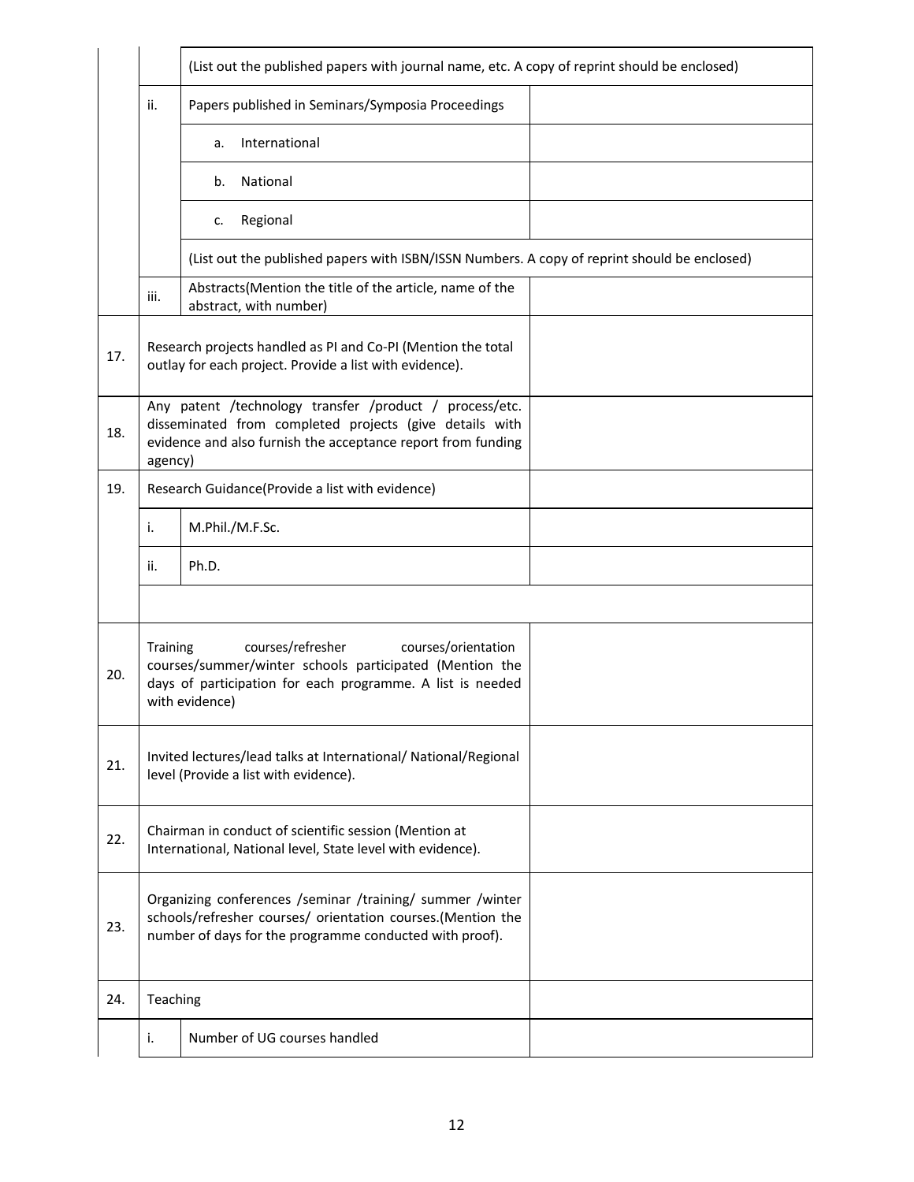| | | | |
|---|---|---|---|
| | | (List out the published papers with journal name, etc. A copy of reprint should be enclosed) | |
| | ii. | Papers published in Seminars/Symposia Proceedings | |
| | | a. International | |
| | | b. National | |
| | | c. Regional | |
| | | (List out the published papers with ISBN/ISSN Numbers. A copy of reprint should be enclosed) | |
| | iii. | Abstracts(Mention the title of the article, name of the abstract, with number) | |
| 17. | Research projects handled as PI and Co-PI (Mention the total outlay for each project. Provide a list with evidence). | | |
| 18. | Any patent /technology transfer /product / process/etc. disseminated from completed projects (give details with evidence and also furnish the acceptance report from funding agency) | | |
| 19. | Research Guidance(Provide a list with evidence) | | |
| | i. | M.Phil./M.F.Sc. | |
| | ii. | Ph.D. | |
| | | | |
| 20. | Training courses/refresher courses/orientation courses/summer/winter schools participated (Mention the days of participation for each programme. A list is needed with evidence) | | |
| 21. | Invited lectures/lead talks at International/ National/Regional level (Provide a list with evidence). | | |
| 22. | Chairman in conduct of scientific session (Mention at International, National level, State level with evidence). | | |
| 23. | Organizing conferences /seminar /training/ summer /winter schools/refresher courses/ orientation courses.(Mention the number of days for the programme conducted with proof). | | |
| 24. | Teaching | | |
| | i. | Number of UG courses handled | |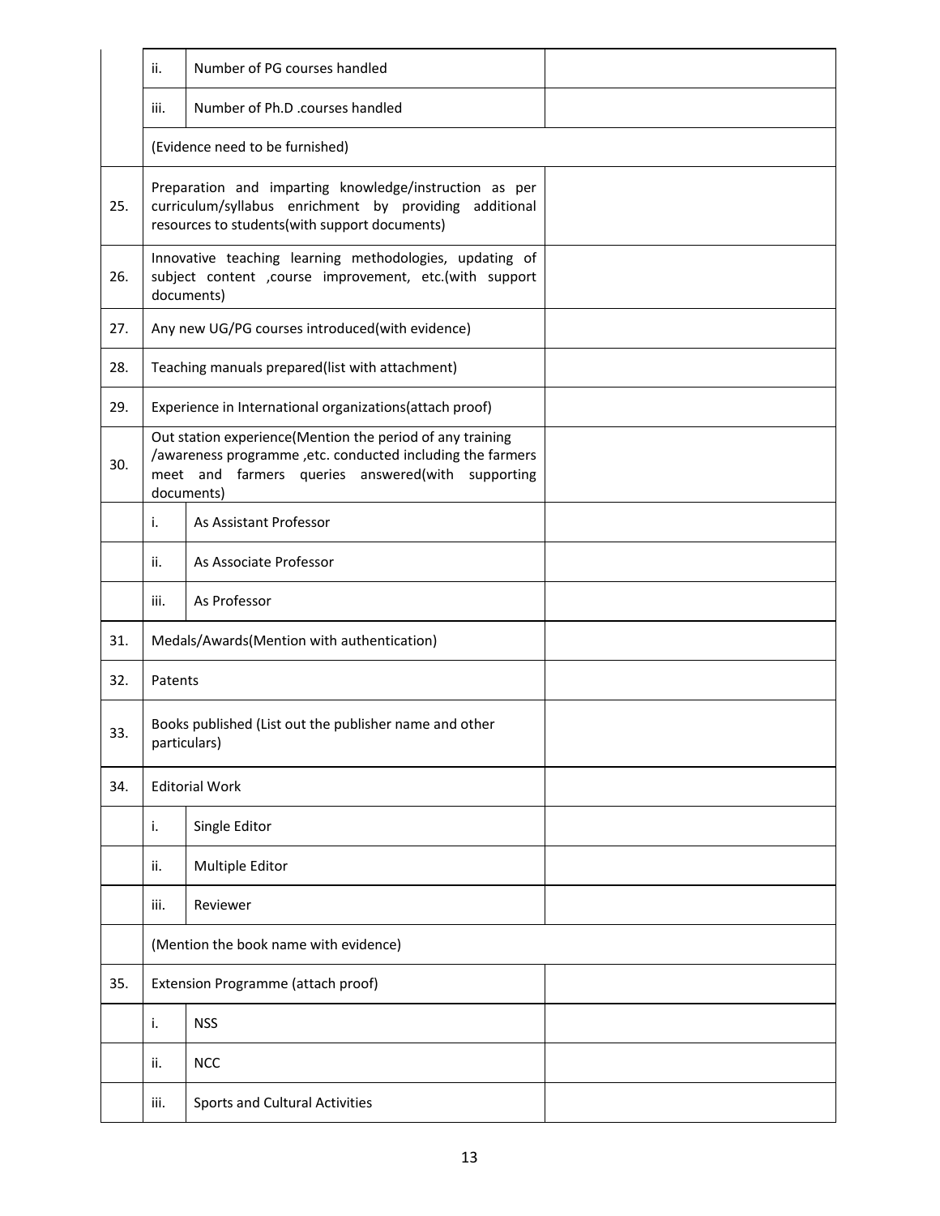| | | | |
|---|---|---|---|
| | ii. | Number of PG courses handled | |
| | iii. | Number of Ph.D .courses handled | |
| | (Evidence need to be furnished) | | |
| 25. | Preparation and imparting knowledge/instruction as per curriculum/syllabus enrichment by providing additional resources to students(with support documents) | | |
| 26. | Innovative teaching learning methodologies, updating of subject content ,course improvement, etc.(with support documents) | | |
| 27. | Any new UG/PG courses introduced(with evidence) | | |
| 28. | Teaching manuals prepared(list with attachment) | | |
| 29. | Experience in International organizations(attach proof) | | |
| 30. | Out station experience(Mention the period of any training /awareness programme ,etc. conducted including the farmers meet and farmers queries answered(with supporting documents) | | |
| | i. | As Assistant Professor | |
| | ii. | As Associate Professor | |
| | iii. | As Professor | |
| 31. | Medals/Awards(Mention with authentication) | | |
| 32. | Patents | | |
| 33. | Books published (List out the publisher name and other particulars) | | |
| 34. | Editorial Work | | |
| | i. | Single Editor | |
| | ii. | Multiple Editor | |
| | iii. | Reviewer | |
| | (Mention the book name with evidence) | | |
| 35. | Extension Programme (attach proof) | | |
| | i. | NSS | |
| | ii. | NCC | |
| | iii. | Sports and Cultural Activities | |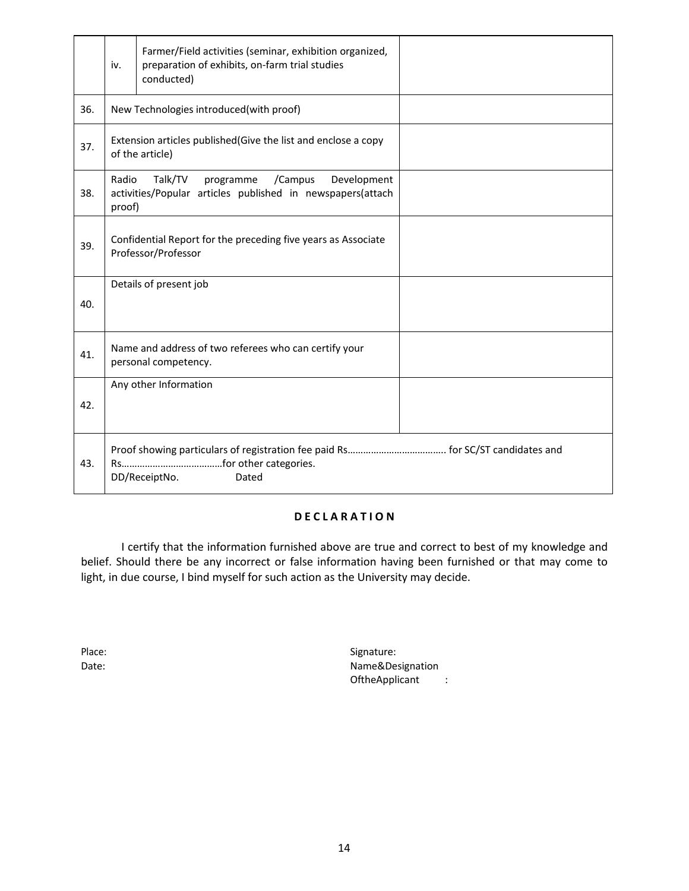| | | | |
|---|---|---|---|
| | iv. | Farmer/Field activities (seminar, exhibition organized, preparation of exhibits, on-farm trial studies conducted) | |
| 36. | New Technologies introduced(with proof) | | |
| 37. | Extension articles published(Give the list and enclose a copy of the article) | | |
| 38. | Radio Talk/TV programme /Campus Development activities/Popular articles published in newspapers(attach proof) | | |
| 39. | Confidential Report for the preceding five years as Associate Professor/Professor | | |
| 40. | Details of present job | | |
| 41. | Name and address of two referees who can certify your personal competency. | | |
| 42. | Any other Information | | |
| 43. | Proof showing particulars of registration fee paid Rs………………………………. for SC/ST candidates and Rs…………………………………for other categories.<br>DD/ReceiptNo. Dated | | |

**D E C L A R A T I O N**

I certify that the information furnished above are true and correct to best of my knowledge and belief. Should there be any incorrect or false information having been furnished or that may come to light, in due course, I bind myself for such action as the University may decide.

Place:

Date:

Signature:

Name&Designation

OftheApplicant :